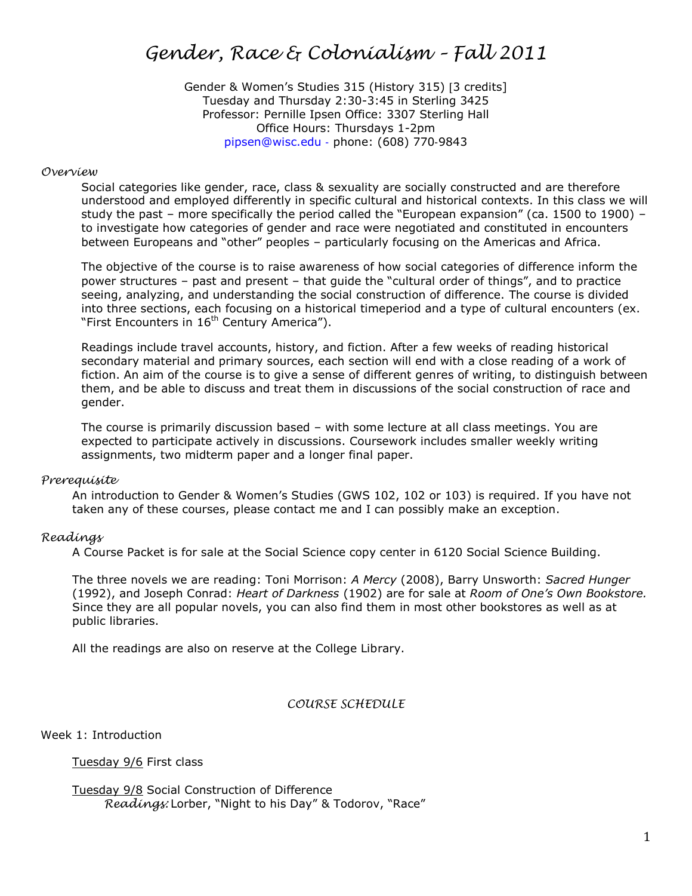# Gender, Race & Colonialism – Fall 2011

Gender & Women's Studies 315 (History 315) [3 credits]
Tuesday and Thursday 2:30-3:45 in Sterling 3425
Professor: Pernille Ipsen Office: 3307 Sterling Hall
Office Hours: Thursdays 1-2pm
pipsen@wisc.edu - phone: (608) 770-9843

## Overview

Social categories like gender, race, class & sexuality are socially constructed and are therefore understood and employed differently in specific cultural and historical contexts. In this class we will study the past – more specifically the period called the "European expansion" (ca. 1500 to 1900) – to investigate how categories of gender and race were negotiated and constituted in encounters between Europeans and "other" peoples – particularly focusing on the Americas and Africa.

The objective of the course is to raise awareness of how social categories of difference inform the power structures – past and present – that guide the "cultural order of things", and to practice seeing, analyzing, and understanding the social construction of difference. The course is divided into three sections, each focusing on a historical timeperiod and a type of cultural encounters (ex. "First Encounters in 16th Century America").

Readings include travel accounts, history, and fiction. After a few weeks of reading historical secondary material and primary sources, each section will end with a close reading of a work of fiction. An aim of the course is to give a sense of different genres of writing, to distinguish between them, and be able to discuss and treat them in discussions of the social construction of race and gender.

The course is primarily discussion based – with some lecture at all class meetings. You are expected to participate actively in discussions. Coursework includes smaller weekly writing assignments, two midterm paper and a longer final paper.

## Prerequisite

An introduction to Gender & Women's Studies (GWS 102, 102 or 103) is required. If you have not taken any of these courses, please contact me and I can possibly make an exception.

## Readings

A Course Packet is for sale at the Social Science copy center in 6120 Social Science Building.

The three novels we are reading: Toni Morrison: *A Mercy* (2008), Barry Unsworth: *Sacred Hunger* (1992), and Joseph Conrad: *Heart of Darkness* (1902) are for sale at *Room of One's Own Bookstore.* Since they are all popular novels, you can also find them in most other bookstores as well as at public libraries.

All the readings are also on reserve at the College Library.

## COURSE SCHEDULE

Week 1: Introduction

Tuesday 9/6 First class

Tuesday 9/8 Social Construction of Difference
*Readings:* Lorber, "Night to his Day" & Todorov, "Race"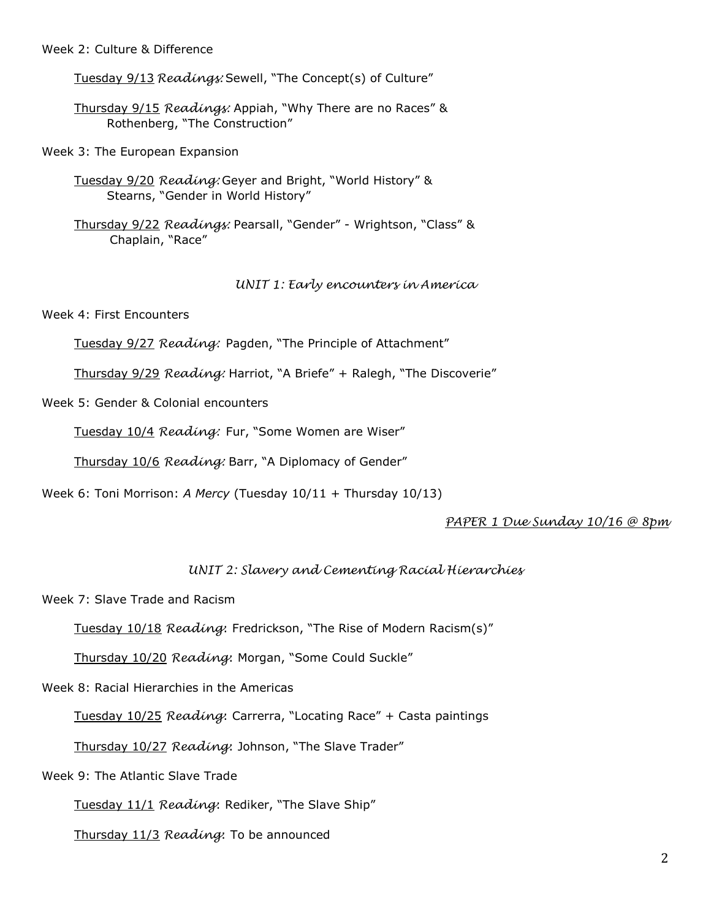Week 2: Culture & Difference

Tuesday 9/13 *Readings:* Sewell, "The Concept(s) of Culture"

Thursday 9/15 *Readings:* Appiah, "Why There are no Races" & Rothenberg, "The Construction"

Week 3: The European Expansion

Tuesday 9/20 *Reading:* Geyer and Bright, "World History" & Stearns, "Gender in World History"

Thursday 9/22 *Readings:* Pearsall, "Gender" - Wrightson, "Class" & Chaplain, "Race"

*UNIT 1: Early encounters in America*

Week 4: First Encounters

Tuesday 9/27 *Reading:* Pagden, "The Principle of Attachment"

Thursday 9/29 *Reading:* Harriot, "A Briefe" + Ralegh, "The Discoverie"

Week 5: Gender & Colonial encounters

Tuesday 10/4 *Reading:* Fur, "Some Women are Wiser"

Thursday 10/6 *Reading:* Barr, "A Diplomacy of Gender"

Week 6: Toni Morrison: *A Mercy* (Tuesday 10/11 + Thursday 10/13)

*PAPER 1 Due Sunday 10/16 @ 8pm*

*UNIT 2: Slavery and Cementing Racial Hierarchies*

Week 7: Slave Trade and Racism

Tuesday 10/18 *Reading*: Fredrickson, "The Rise of Modern Racism(s)"

Thursday 10/20 *Reading*: Morgan, "Some Could Suckle"

Week 8: Racial Hierarchies in the Americas

Tuesday 10/25 *Reading*: Carrerra, "Locating Race" + Casta paintings

Thursday 10/27 *Reading*: Johnson, "The Slave Trader"

Week 9: The Atlantic Slave Trade

Tuesday 11/1 *Reading*: Rediker, "The Slave Ship"

Thursday 11/3 *Reading*: To be announced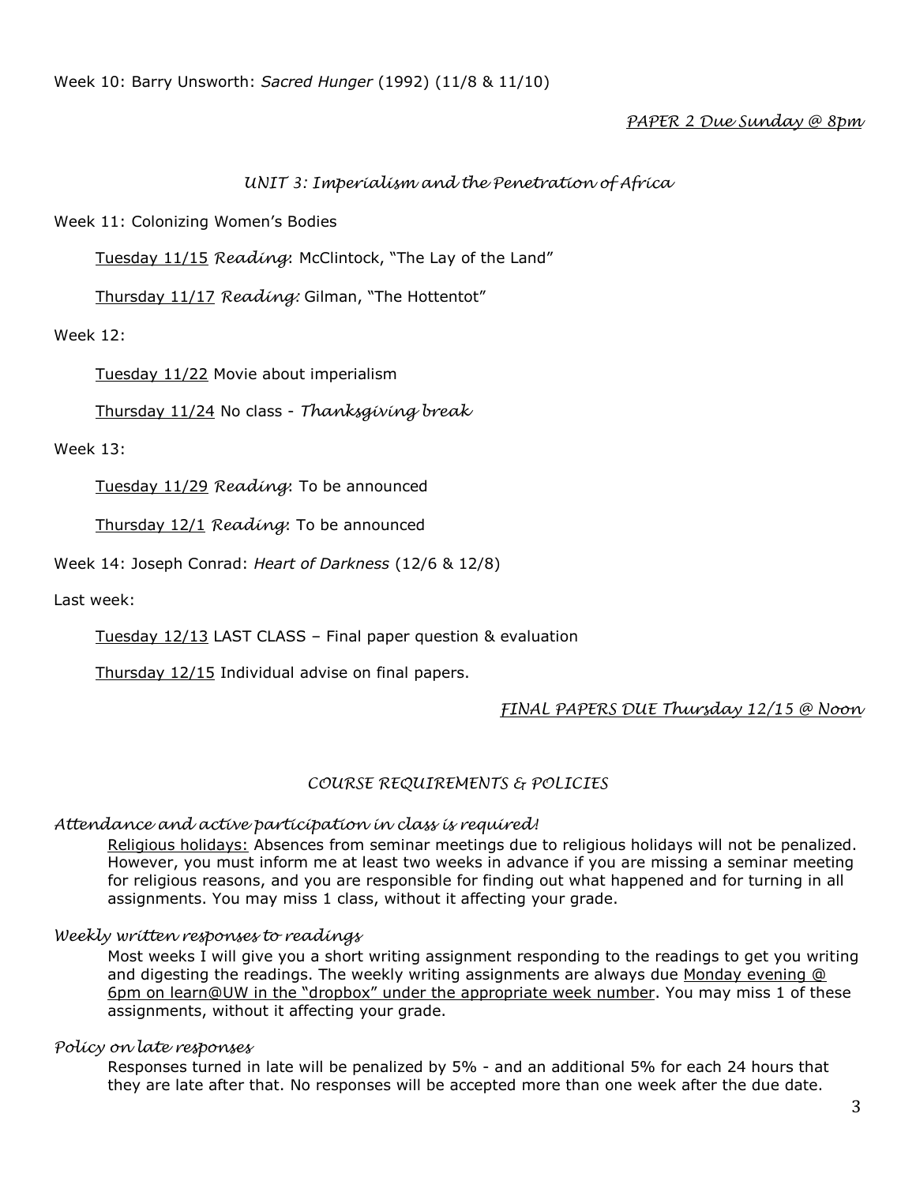Week 10: Barry Unsworth: *Sacred Hunger* (1992) (11/8 & 11/10)

*PAPER 2 Due Sunday @ 8pm*

## *UNIT 3: Imperialism and the Penetration of Africa*

Week 11: Colonizing Women's Bodies

Tuesday 11/15 *Reading*: McClintock, "The Lay of the Land"

Thursday 11/17 *Reading:* Gilman, "The Hottentot"

Week 12:

Tuesday 11/22 Movie about imperialism

Thursday 11/24 No class - *Thanksgiving break*

Week 13:

Tuesday 11/29 *Reading*: To be announced

Thursday 12/1 *Reading*: To be announced

Week 14: Joseph Conrad: *Heart of Darkness* (12/6 & 12/8)

Last week:

Tuesday 12/13 LAST CLASS – Final paper question & evaluation

Thursday 12/15 Individual advise on final papers.

*FINAL PAPERS DUE Thursday 12/15 @ Noon*

## *COURSE REQUIREMENTS & POLICIES*

### *Attendance and active participation in class is required!*

Religious holidays: Absences from seminar meetings due to religious holidays will not be penalized. However, you must inform me at least two weeks in advance if you are missing a seminar meeting for religious reasons, and you are responsible for finding out what happened and for turning in all assignments. You may miss 1 class, without it affecting your grade.

### *Weekly written responses to readings*

Most weeks I will give you a short writing assignment responding to the readings to get you writing and digesting the readings. The weekly writing assignments are always due Monday evening @ 6pm on learn@UW in the "dropbox" under the appropriate week number. You may miss 1 of these assignments, without it affecting your grade.

### *Policy on late responses*

Responses turned in late will be penalized by 5% - and an additional 5% for each 24 hours that they are late after that. No responses will be accepted more than one week after the due date.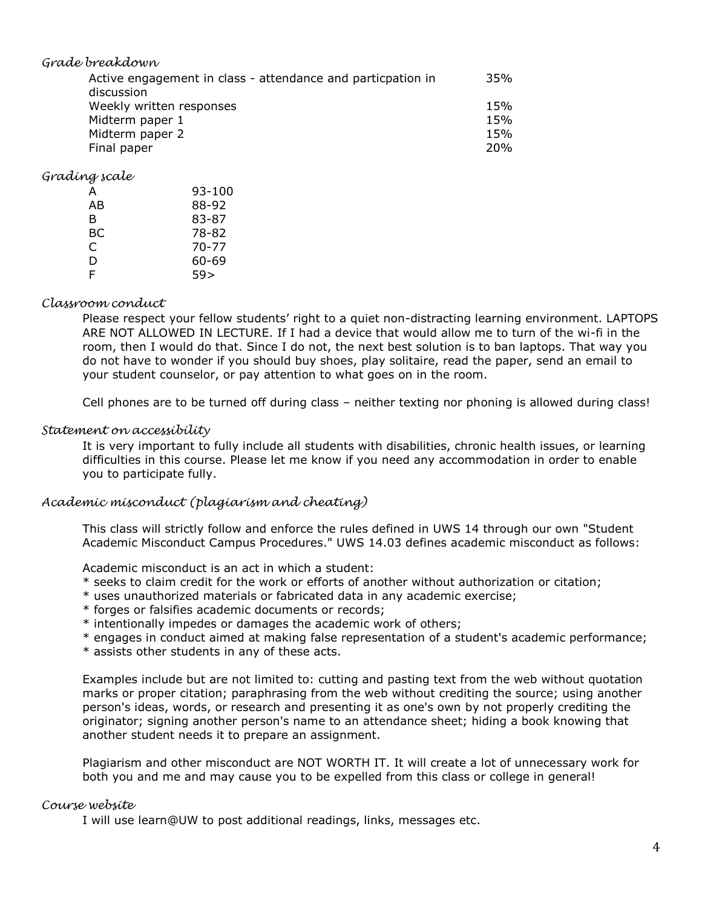### *Grade breakdown*

| | |
|---|---|
| Active engagement in class - attendance and particpation in discussion | 35% |
| Weekly written responses | 15% |
| Midterm paper 1 | 15% |
| Midterm paper 2 | 15% |
| Final paper | 20% |

### *Grading scale*

| | |
|---|---|
| A | 93-100 |
| AB | 88-92 |
| B | 83-87 |
| BC | 78-82 |
| C | 70-77 |
| D | 60-69 |
| F | 59> |

### *Classroom conduct*

Please respect your fellow students' right to a quiet non-distracting learning environment. LAPTOPS ARE NOT ALLOWED IN LECTURE. If I had a device that would allow me to turn of the wi-fi in the room, then I would do that. Since I do not, the next best solution is to ban laptops. That way you do not have to wonder if you should buy shoes, play solitaire, read the paper, send an email to your student counselor, or pay attention to what goes on in the room.

Cell phones are to be turned off during class – neither texting nor phoning is allowed during class!

### *Statement on accessibility*

It is very important to fully include all students with disabilities, chronic health issues, or learning difficulties in this course. Please let me know if you need any accommodation in order to enable you to participate fully.

### *Academic misconduct (plagiarism and cheating)*

This class will strictly follow and enforce the rules defined in UWS 14 through our own "Student Academic Misconduct Campus Procedures." UWS 14.03 defines academic misconduct as follows:

Academic misconduct is an act in which a student:
* seeks to claim credit for the work or efforts of another without authorization or citation;
* uses unauthorized materials or fabricated data in any academic exercise;
* forges or falsifies academic documents or records;
* intentionally impedes or damages the academic work of others;
* engages in conduct aimed at making false representation of a student's academic performance;
* assists other students in any of these acts.

Examples include but are not limited to: cutting and pasting text from the web without quotation marks or proper citation; paraphrasing from the web without crediting the source; using another person's ideas, words, or research and presenting it as one's own by not properly crediting the originator; signing another person's name to an attendance sheet; hiding a book knowing that another student needs it to prepare an assignment.

Plagiarism and other misconduct are NOT WORTH IT. It will create a lot of unnecessary work for both you and me and may cause you to be expelled from this class or college in general!

### *Course website*

I will use learn@UW to post additional readings, links, messages etc.